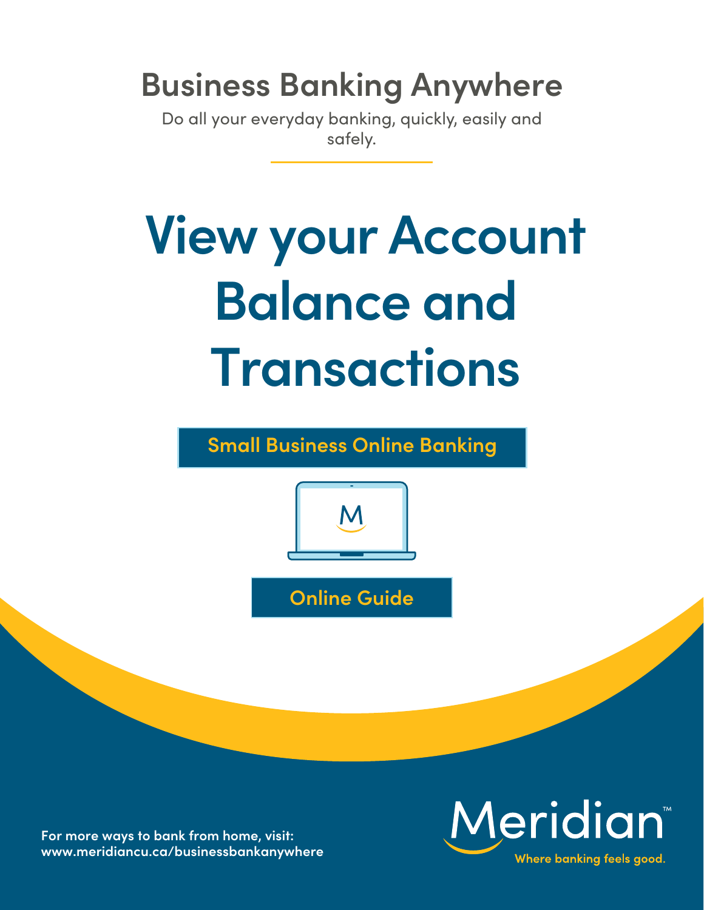## Business Banking Anywhere

Do all your everyday banking, quickly, easily and safely.

# View your Account Balance and Transactions

**Small Business Online Banking**

**Online Guide**

**For more ways to bank from home, visit:**
**www.meridiancu.ca/businessbankanywhere**

Meridian™

Where banking feels good.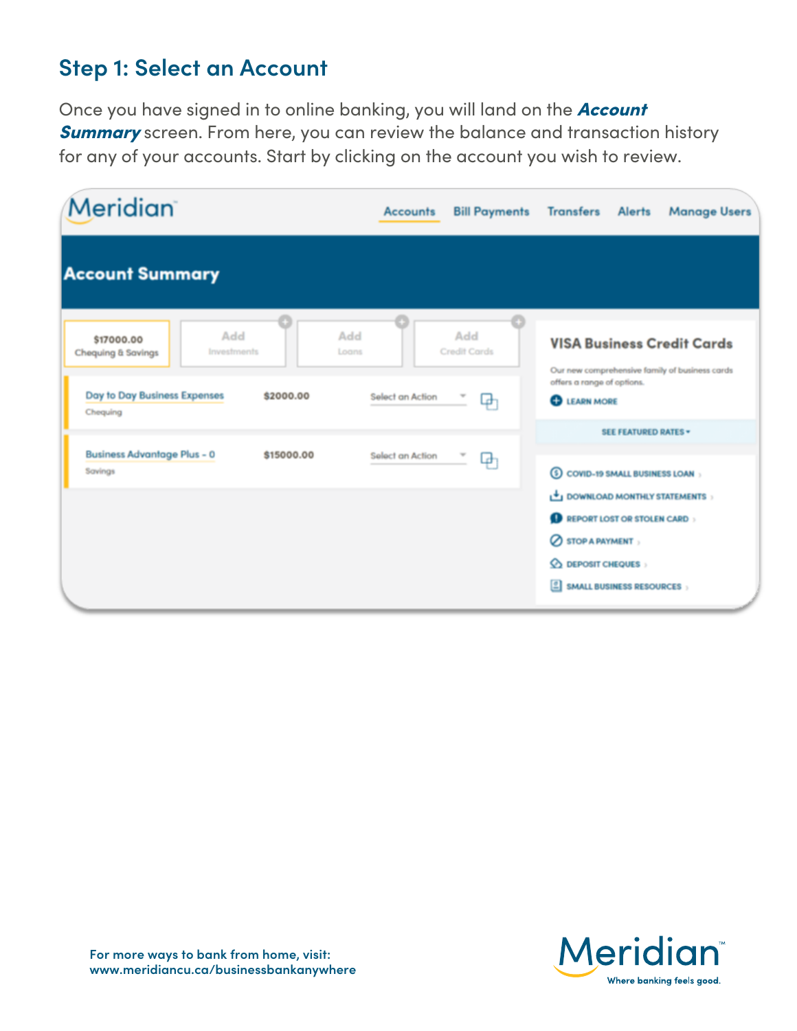## Step 1: Select an Account

Once you have signed in to online banking, you will land on the ***Account Summary*** screen. From here, you can review the balance and transaction history for any of your accounts. Start by clicking on the account you wish to review.

Meridian

Accounts Bill Payments Transfers Alerts Manage Users

Account Summary

$17000.00
Chequing & Savings

Add
Investments

Add
Loans

Add
Credit Cards

Day to Day Business Expenses
Chequing
$2000.00
Select an Action

Business Advantage Plus - 0
Savings
$15000.00
Select an Action

VISA Business Credit Cards

Our new comprehensive family of business cards offers a range of options.

LEARN MORE

SEE FEATURED RATES

COVID-19 SMALL BUSINESS LOAN

DOWNLOAD MONTHLY STATEMENTS

REPORT LOST OR STOLEN CARD

STOP A PAYMENT

DEPOSIT CHEQUES

SMALL BUSINESS RESOURCES

For more ways to bank from home, visit:
www.meridiancu.ca/businessbankanywhere

Meridian™
Where banking feels good.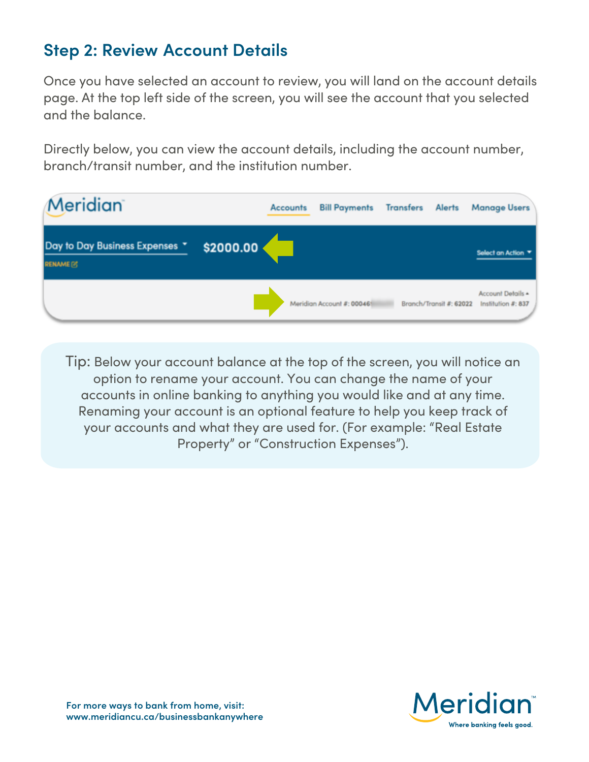## Step 2: Review Account Details

Once you have selected an account to review, you will land on the account details page. At the top left side of the screen, you will see the account that you selected and the balance.

Directly below, you can view the account details, including the account number, branch/transit number, and the institution number.

Tip: Below your account balance at the top of the screen, you will notice an option to rename your account. You can change the name of your accounts in online banking to anything you would like and at any time. Renaming your account is an optional feature to help you keep track of your accounts and what they are used for. (For example: "Real Estate Property" or "Construction Expenses").

For more ways to bank from home, visit:
www.meridiancu.ca/businessbankanywhere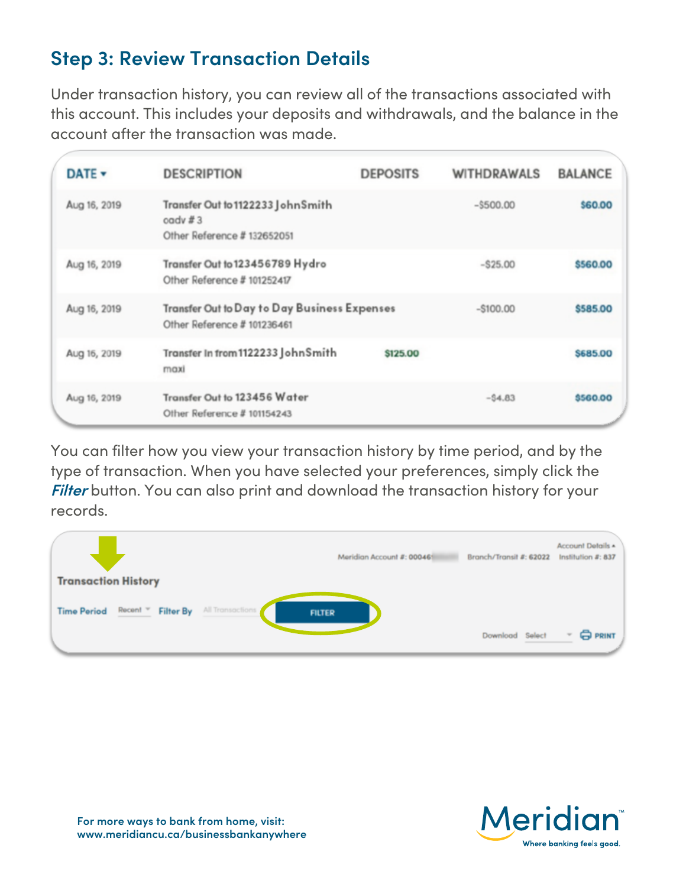## Step 3: Review Transaction Details

Under transaction history, you can review all of the transactions associated with this account. This includes your deposits and withdrawals, and the balance in the account after the transaction was made.

| DATE ▾ | DESCRIPTION | DEPOSITS | WITHDRAWALS | BALANCE |
|---|---|---|---|---|
| Aug 16, 2019 | Transfer Out to 1122233 JohnSmith oadv # 3 Other Reference # 132652051 | | -$500.00 | $60.00 |
| Aug 16, 2019 | Transfer Out to 123456789 Hydro Other Reference # 101252417 | | -$25.00 | $560.00 |
| Aug 16, 2019 | Transfer Out to Day to Day Business Expenses Other Reference # 101236461 | | -$100.00 | $585.00 |
| Aug 16, 2019 | Transfer In from 1122233 JohnSmith maxi | $125.00 | | $685.00 |
| Aug 16, 2019 | Transfer Out to 123456 Water Other Reference # 101154243 | | -$4.83 | $560.00 |

You can filter how you view your transaction history by time period, and by the type of transaction. When you have selected your preferences, simply click the ***Filter*** button. You can also print and download the transaction history for your records.

Transaction History

Meridian Account #: 00046 Branch/Transit #: 62022 Account Details ▴ Institution #: 837

Time Period Recent ▾ Filter By All Transactions FILTER

Download Select ▾ PRINT

For more ways to bank from home, visit:
www.meridiancu.ca/businessbankanywhere

Meridian™ Where banking feels good.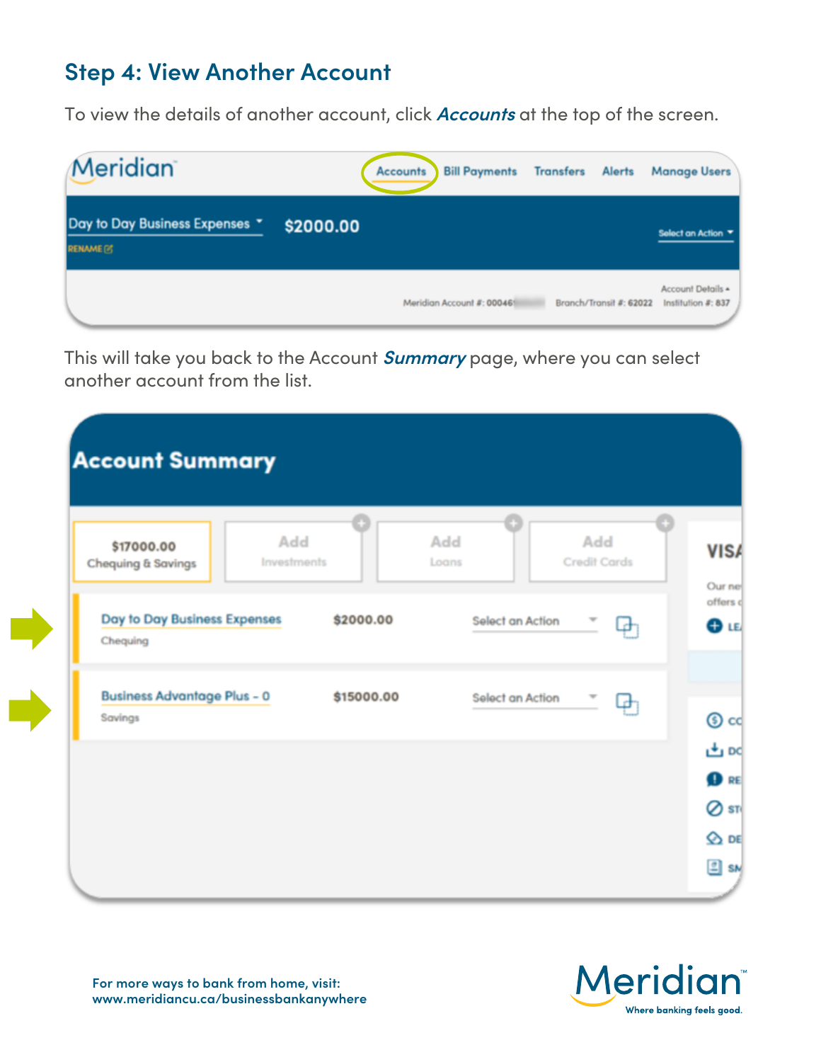## Step 4: View Another Account

To view the details of another account, click ***Accounts*** at the top of the screen.

This will take you back to the Account ***Summary*** page, where you can select another account from the list.

For more ways to bank from home, visit:
www.meridiancu.ca/businessbankanywhere